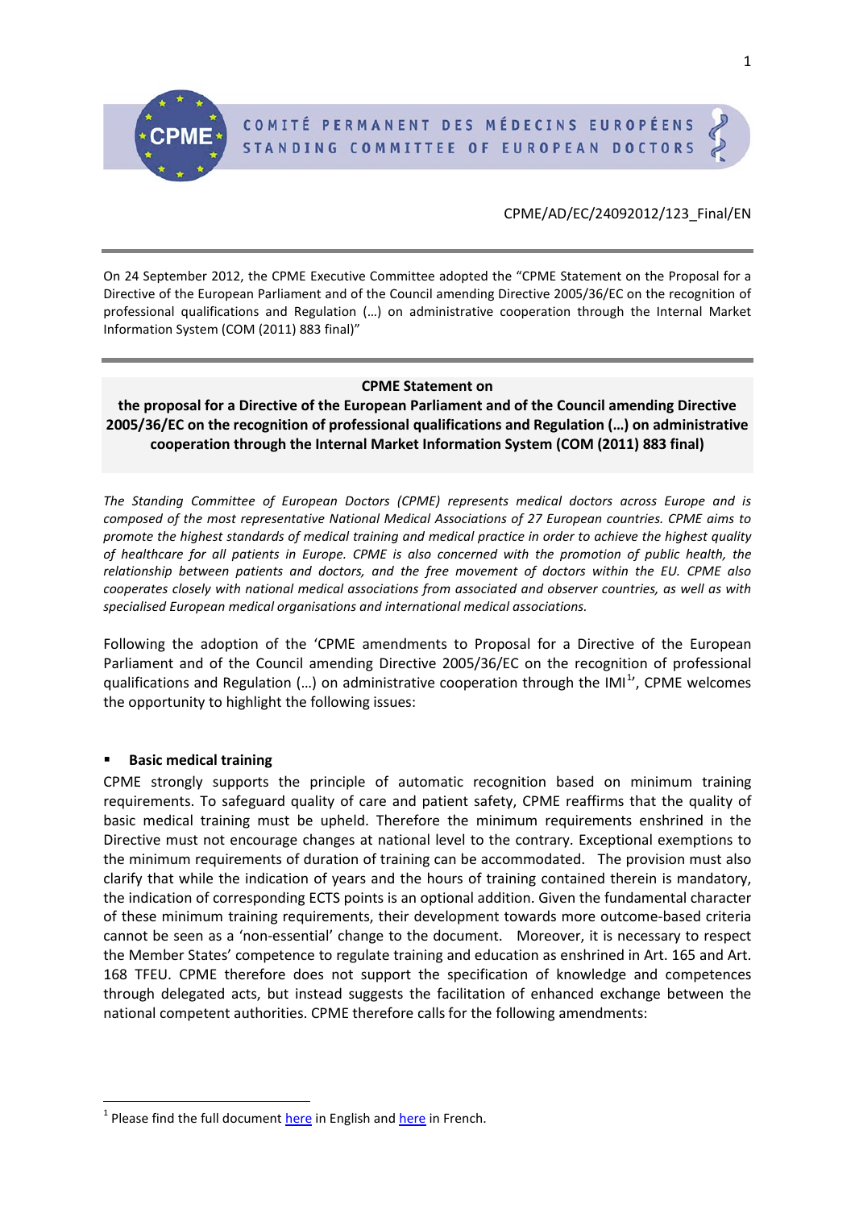COMITÉ PERMANENT DES MÉDECINS EUROPÉENS
STANDING COMMITTEE OF EUROPEAN DOCTORS

CPME/AD/EC/24092012/123_Final/EN

On 24 September 2012, the CPME Executive Committee adopted the "CPME Statement on the Proposal for a Directive of the European Parliament and of the Council amending Directive 2005/36/EC on the recognition of professional qualifications and Regulation (…) on administrative cooperation through the Internal Market Information System (COM (2011) 883 final)"

**CPME Statement on the proposal for a Directive of the European Parliament and of the Council amending Directive 2005/36/EC on the recognition of professional qualifications and Regulation (…) on administrative cooperation through the Internal Market Information System (COM (2011) 883 final)**

*The Standing Committee of European Doctors (CPME) represents medical doctors across Europe and is composed of the most representative National Medical Associations of 27 European countries. CPME aims to promote the highest standards of medical training and medical practice in order to achieve the highest quality of healthcare for all patients in Europe. CPME is also concerned with the promotion of public health, the relationship between patients and doctors, and the free movement of doctors within the EU. CPME also cooperates closely with national medical associations from associated and observer countries, as well as with specialised European medical organisations and international medical associations.*

Following the adoption of the 'CPME amendments to Proposal for a Directive of the European Parliament and of the Council amending Directive 2005/36/EC on the recognition of professional qualifications and Regulation (…) on administrative cooperation through the IMI[1]', CPME welcomes the opportunity to highlight the following issues:

- **Basic medical training**

CPME strongly supports the principle of automatic recognition based on minimum training requirements. To safeguard quality of care and patient safety, CPME reaffirms that the quality of basic medical training must be upheld. Therefore the minimum requirements enshrined in the Directive must not encourage changes at national level to the contrary. Exceptional exemptions to the minimum requirements of duration of training can be accommodated. The provision must also clarify that while the indication of years and the hours of training contained therein is mandatory, the indication of corresponding ECTS points is an optional addition. Given the fundamental character of these minimum training requirements, their development towards more outcome-based criteria cannot be seen as a 'non-essential' change to the document. Moreover, it is necessary to respect the Member States' competence to regulate training and education as enshrined in Art. 165 and Art. 168 TFEU. CPME therefore does not support the specification of knowledge and competences through delegated acts, but instead suggests the facilitation of enhanced exchange between the national competent authorities. CPME therefore calls for the following amendments:

[1] Please find the full document here in English and here in French.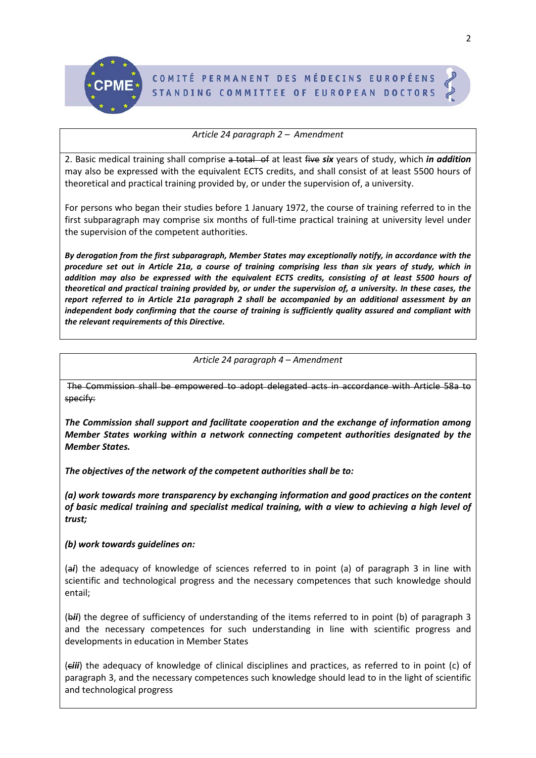*Article 24 paragraph 2 – Amendment*

2. Basic medical training shall comprise ~~a total of~~ at least ~~five~~ ***six*** years of study, which ***in addition*** may also be expressed with the equivalent ECTS credits, and shall consist of at least 5500 hours of theoretical and practical training provided by, or under the supervision of, a university.

For persons who began their studies before 1 January 1972, the course of training referred to in the first subparagraph may comprise six months of full-time practical training at university level under the supervision of the competent authorities.

***By derogation from the first subparagraph, Member States may exceptionally notify, in accordance with the procedure set out in Article 21a, a course of training comprising less than six years of study, which in addition may also be expressed with the equivalent ECTS credits, consisting of at least 5500 hours of theoretical and practical training provided by, or under the supervision of, a university. In these cases, the report referred to in Article 21a paragraph 2 shall be accompanied by an additional assessment by an independent body confirming that the course of training is sufficiently quality assured and compliant with the relevant requirements of this Directive.***

*Article 24 paragraph 4 – Amendment*

~~The Commission shall be empowered to adopt delegated acts in accordance with Article 58a to specify:~~

***The Commission shall support and facilitate cooperation and the exchange of information among Member States working within a network connecting competent authorities designated by the Member States.***

***The objectives of the network of the competent authorities shall be to:***

***(a) work towards more transparency by exchanging information and good practices on the content of basic medical training and specialist medical training, with a view to achieving a high level of trust;***

***(b) work towards guidelines on:***

(~~a~~***i***) the adequacy of knowledge of sciences referred to in point (a) of paragraph 3 in line with scientific and technological progress and the necessary competences that such knowledge should entail;

(~~b~~***ii***) the degree of sufficiency of understanding of the items referred to in point (b) of paragraph 3 and the necessary competences for such understanding in line with scientific progress and developments in education in Member States

(~~c~~***iii***) the adequacy of knowledge of clinical disciplines and practices, as referred to in point (c) of paragraph 3, and the necessary competences such knowledge should lead to in the light of scientific and technological progress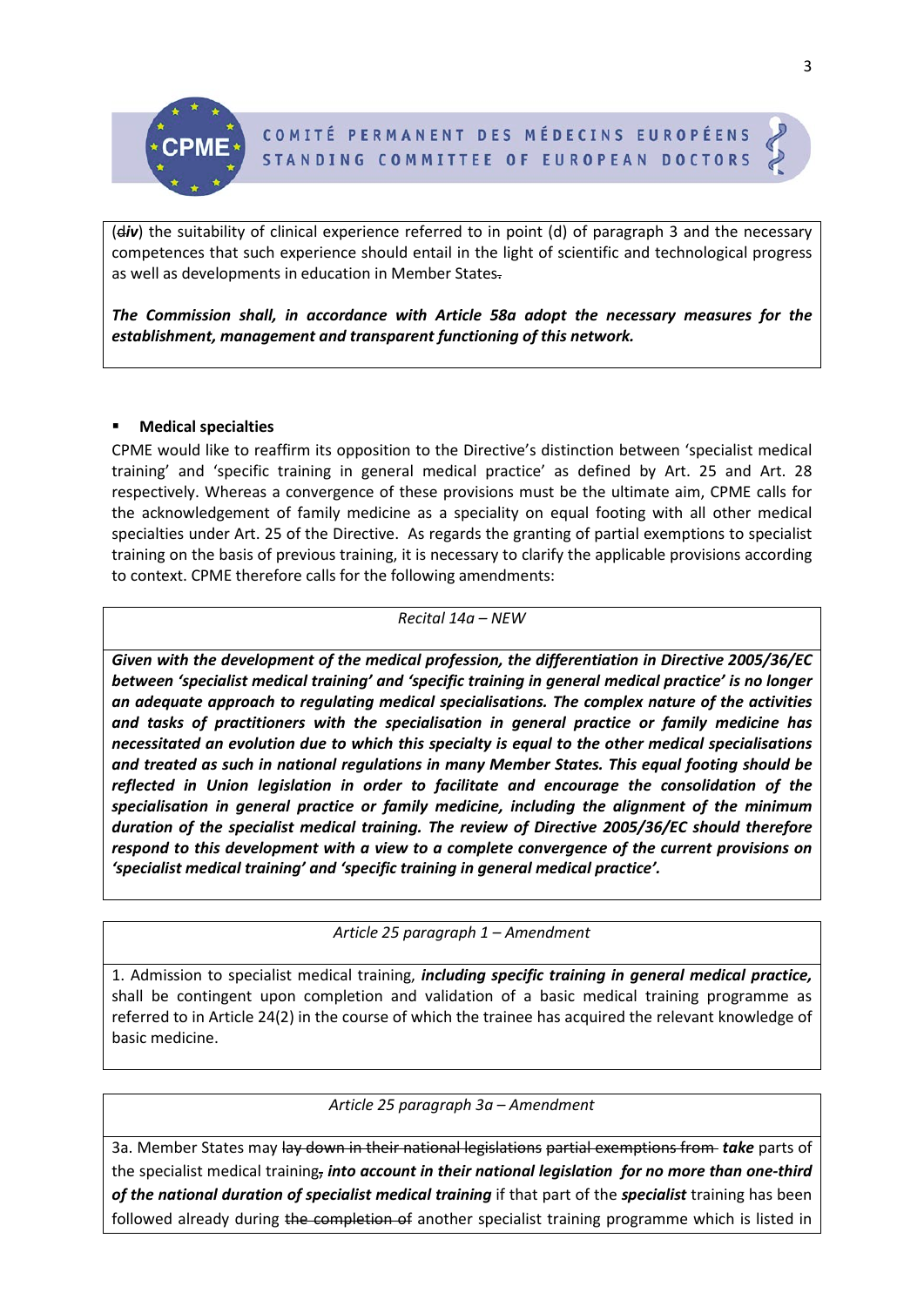(~~d~~***iv***) the suitability of clinical experience referred to in point (d) of paragraph 3 and the necessary competences that such experience should entail in the light of scientific and technological progress as well as developments in education in Member States~~.~~

***The Commission shall, in accordance with Article 58a adopt the necessary measures for the establishment, management and transparent functioning of this network.***

- **Medical specialties**

CPME would like to reaffirm its opposition to the Directive's distinction between 'specialist medical training' and 'specific training in general medical practice' as defined by Art. 25 and Art. 28 respectively. Whereas a convergence of these provisions must be the ultimate aim, CPME calls for the acknowledgement of family medicine as a speciality on equal footing with all other medical specialties under Art. 25 of the Directive. As regards the granting of partial exemptions to specialist training on the basis of previous training, it is necessary to clarify the applicable provisions according to context. CPME therefore calls for the following amendments:

*Recital 14a – NEW*

***Given with the development of the medical profession, the differentiation in Directive 2005/36/EC between 'specialist medical training' and 'specific training in general medical practice' is no longer an adequate approach to regulating medical specialisations. The complex nature of the activities and tasks of practitioners with the specialisation in general practice or family medicine has necessitated an evolution due to which this specialty is equal to the other medical specialisations and treated as such in national regulations in many Member States. This equal footing should be reflected in Union legislation in order to facilitate and encourage the consolidation of the specialisation in general practice or family medicine, including the alignment of the minimum duration of the specialist medical training. The review of Directive 2005/36/EC should therefore respond to this development with a view to a complete convergence of the current provisions on 'specialist medical training' and 'specific training in general medical practice'.***

*Article 25 paragraph 1 – Amendment*

1. Admission to specialist medical training, ***including specific training in general medical practice,*** shall be contingent upon completion and validation of a basic medical training programme as referred to in Article 24(2) in the course of which the trainee has acquired the relevant knowledge of basic medicine.

*Article 25 paragraph 3a – Amendment*

3a. Member States may ~~lay down in their national legislations partial exemptions from~~ ***take*** parts of the specialist medical training~~,~~ ***into account in their national legislation for no more than one-third of the national duration of specialist medical training*** if that part of the ***specialist*** training has been followed already during ~~the completion of~~ another specialist training programme which is listed in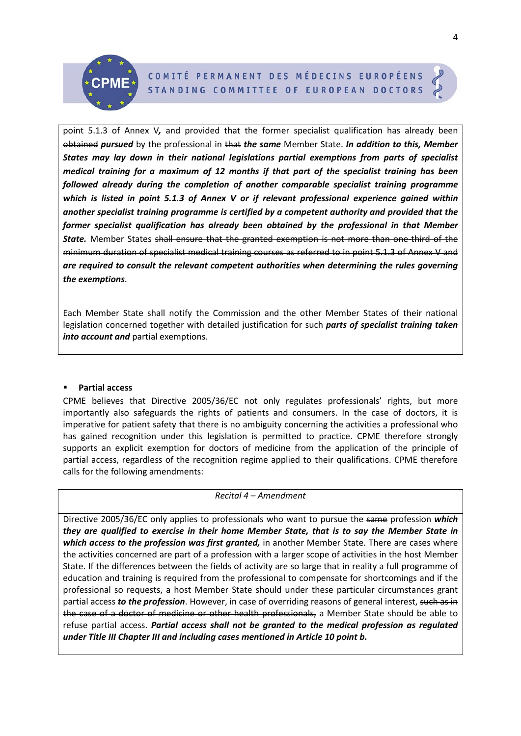point 5.1.3 of Annex V***,*** and provided that the former specialist qualification has already been ~~obtained~~ ***pursued*** by the professional in ~~that~~ ***the same*** Member State. ***In addition to this, Member States may lay down in their national legislations partial exemptions from parts of specialist medical training for a maximum of 12 months if that part of the specialist training has been followed already during the completion of another comparable specialist training programme which is listed in point 5.1.3 of Annex V or if relevant professional experience gained within another specialist training programme is certified by a competent authority and provided that the former specialist qualification has already been obtained by the professional in that Member State.*** Member States ~~shall ensure that the granted exemption is not more than one-third of the minimum duration of specialist medical training courses as referred to in point 5.1.3 of Annex V and~~ ***are required to consult the relevant competent authorities when determining the rules governing the exemptions***.

Each Member State shall notify the Commission and the other Member States of their national legislation concerned together with detailed justification for such ***parts of specialist training taken into account and*** partial exemptions.

- **Partial access**

CPME believes that Directive 2005/36/EC not only regulates professionals' rights, but more importantly also safeguards the rights of patients and consumers. In the case of doctors, it is imperative for patient safety that there is no ambiguity concerning the activities a professional who has gained recognition under this legislation is permitted to practice. CPME therefore strongly supports an explicit exemption for doctors of medicine from the application of the principle of partial access, regardless of the recognition regime applied to their qualifications. CPME therefore calls for the following amendments:

*Recital 4 – Amendment*

Directive 2005/36/EC only applies to professionals who want to pursue the ~~same~~ profession ***which they are qualified to exercise in their home Member State, that is to say the Member State in which access to the profession was first granted,*** in another Member State. There are cases where the activities concerned are part of a profession with a larger scope of activities in the host Member State. If the differences between the fields of activity are so large that in reality a full programme of education and training is required from the professional to compensate for shortcomings and if the professional so requests, a host Member State should under these particular circumstances grant partial access ***to the profession***. However, in case of overriding reasons of general interest, ~~such as in the case of a doctor of medicine or other health professionals,~~ a Member State should be able to refuse partial access. ***Partial access shall not be granted to the medical profession as regulated under Title III Chapter III and including cases mentioned in Article 10 point b.***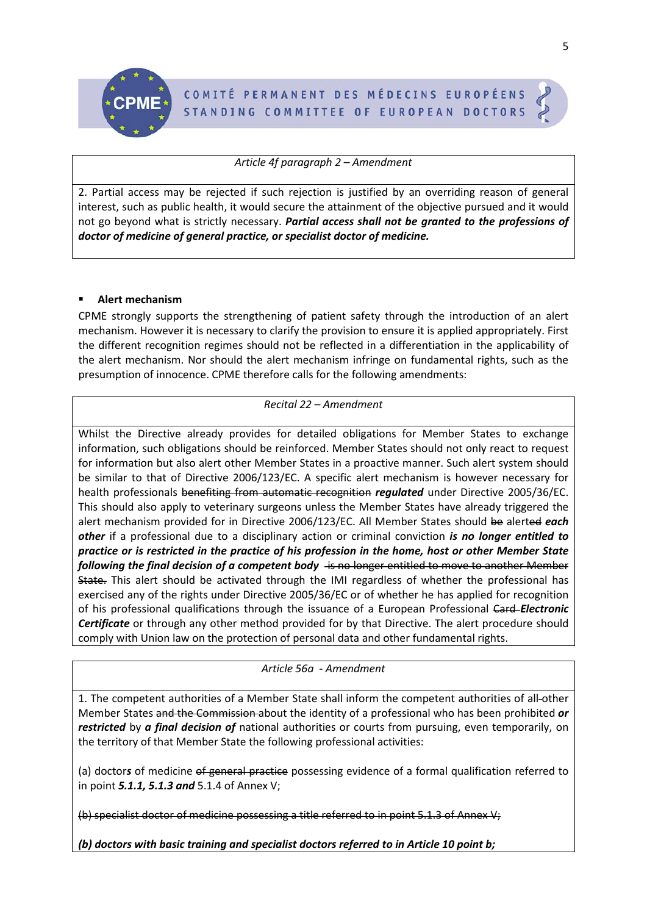| *Article 4f paragraph 2 – Amendment* |
|---|
| 2. Partial access may be rejected if such rejection is justified by an overriding reason of general interest, such as public health, it would secure the attainment of the objective pursued and it would not go beyond what is strictly necessary. ***Partial access shall not be granted to the professions of doctor of medicine of general practice, or specialist doctor of medicine.*** |

- **Alert mechanism**

CPME strongly supports the strengthening of patient safety through the introduction of an alert mechanism. However it is necessary to clarify the provision to ensure it is applied appropriately. First the different recognition regimes should not be reflected in a differentiation in the applicability of the alert mechanism. Nor should the alert mechanism infringe on fundamental rights, such as the presumption of innocence. CPME therefore calls for the following amendments:

| *Recital 22 – Amendment* |
|---|
| Whilst the Directive already provides for detailed obligations for Member States to exchange information, such obligations should be reinforced. Member States should not only react to request for information but also alert other Member States in a proactive manner. Such alert system should be similar to that of Directive 2006/123/EC. A specific alert mechanism is however necessary for health professionals ~~benefiting from automatic recognition~~ ***regulated*** under Directive 2005/36/EC. This should also apply to veterinary surgeons unless the Member States have already triggered the alert mechanism provided for in Directive 2006/123/EC. All Member States should ~~be~~ alert~~ed~~ ***each other*** if a professional due to a disciplinary action or criminal conviction ***is no longer entitled to practice or is restricted in the practice of his profession in the home, host or other Member State following the final decision of a competent body*** ~~is no longer entitled to move to another Member State.~~ This alert should be activated through the IMI regardless of whether the professional has exercised any of the rights under Directive 2005/36/EC or of whether he has applied for recognition of his professional qualifications through the issuance of a European Professional ~~Card~~ ***Electronic Certificate*** or through any other method provided for by that Directive. The alert procedure should comply with Union law on the protection of personal data and other fundamental rights. |

| *Article 56a - Amendment* |
|---|
| 1. The competent authorities of a Member State shall inform the competent authorities of all ~~-~~other Member States ~~and the Commission~~ about the identity of a professional who has been prohibited ***or restricted*** by ***a final decision of*** national authorities or courts from pursuing, even temporarily, on the territory of that Member State the following professional activities:<br><br>(a) doctor***s*** of medicine ~~of general practice~~ possessing evidence of a formal qualification referred to in point ***5.1.1, 5.1.3 and*** 5.1.4 of Annex V;<br><br>~~(b) specialist doctor of medicine possessing a title referred to in point 5.1.3 of Annex V;~~<br><br>***(b) doctors with basic training and specialist doctors referred to in Article 10 point b;*** |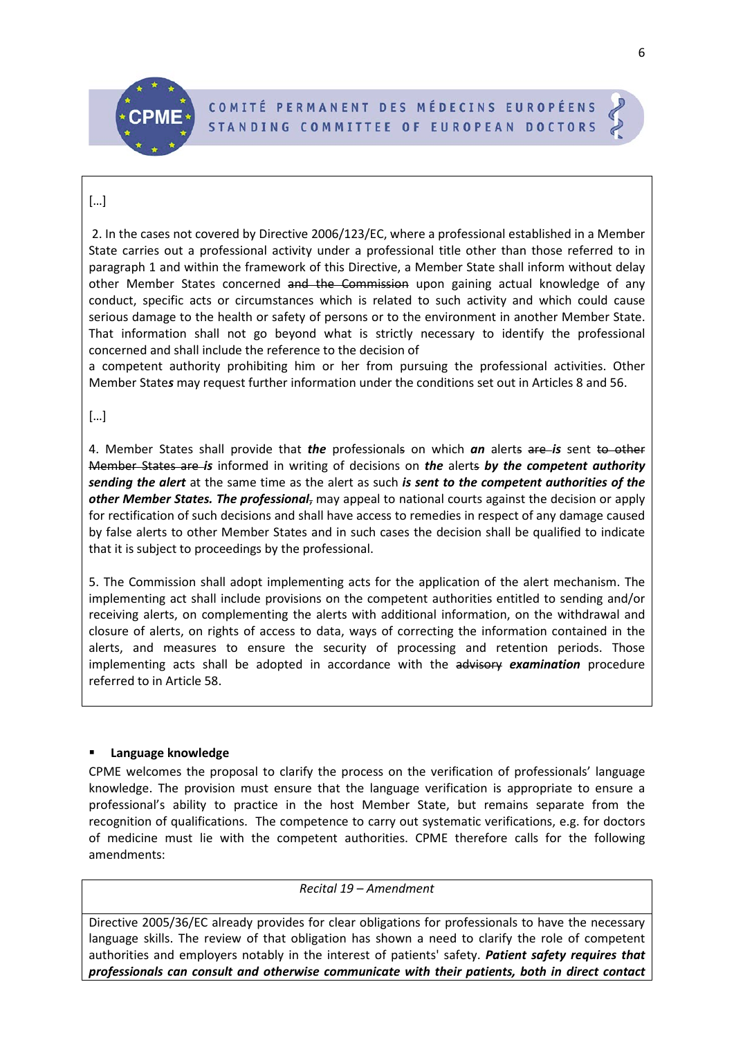[…]

2. In the cases not covered by Directive 2006/123/EC, where a professional established in a Member State carries out a professional activity under a professional title other than those referred to in paragraph 1 and within the framework of this Directive, a Member State shall inform without delay other Member States concerned ~~and the Commission~~ upon gaining actual knowledge of any conduct, specific acts or circumstances which is related to such activity and which could cause serious damage to the health or safety of persons or to the environment in another Member State. That information shall not go beyond what is strictly necessary to identify the professional concerned and shall include the reference to the decision of a competent authority prohibiting him or her from pursuing the professional activities. Other Member State***s*** may request further information under the conditions set out in Articles 8 and 56.

[…]

4. Member States shall provide that ***the*** professional~~s~~ on which ***an*** alert~~s~~ ~~are~~ ***is*** sent ~~to other Member States are~~ ***is*** informed in writing of decisions on ***the*** alert~~s~~ ***by the competent authority sending the alert*** at the same time as the alert as such ***is sent to the competent authorities of the other Member States. The professional***~~,~~ may appeal to national courts against the decision or apply for rectification of such decisions and shall have access to remedies in respect of any damage caused by false alerts to other Member States and in such cases the decision shall be qualified to indicate that it is subject to proceedings by the professional.

5. The Commission shall adopt implementing acts for the application of the alert mechanism. The implementing act shall include provisions on the competent authorities entitled to sending and/or receiving alerts, on complementing the alerts with additional information, on the withdrawal and closure of alerts, on rights of access to data, ways of correcting the information contained in the alerts, and measures to ensure the security of processing and retention periods. Those implementing acts shall be adopted in accordance with the ~~advisory~~ ***examination*** procedure referred to in Article 58.

- **Language knowledge**

CPME welcomes the proposal to clarify the process on the verification of professionals' language knowledge. The provision must ensure that the language verification is appropriate to ensure a professional's ability to practice in the host Member State, but remains separate from the recognition of qualifications. The competence to carry out systematic verifications, e.g. for doctors of medicine must lie with the competent authorities. CPME therefore calls for the following amendments:

*Recital 19 – Amendment*

Directive 2005/36/EC already provides for clear obligations for professionals to have the necessary language skills. The review of that obligation has shown a need to clarify the role of competent authorities and employers notably in the interest of patients' safety. ***Patient safety requires that professionals can consult and otherwise communicate with their patients, both in direct contact***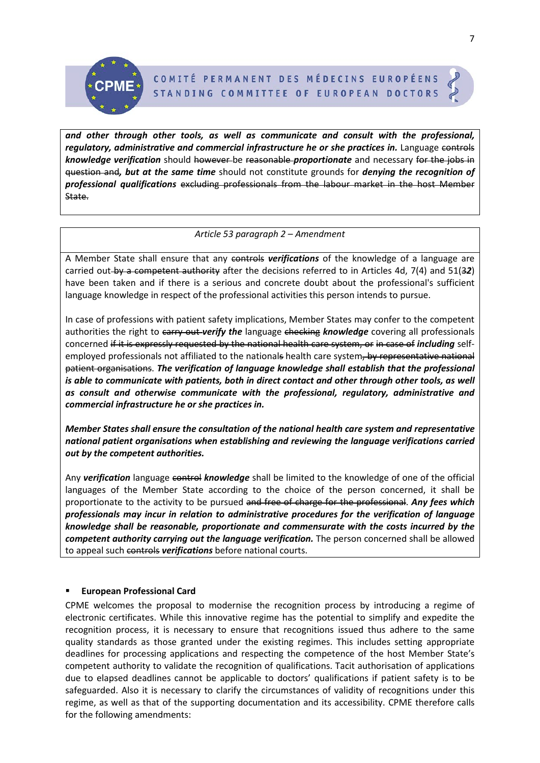***and other through other tools, as well as communicate and consult with the professional, regulatory, administrative and commercial infrastructure he or she practices in.*** Language ~~controls~~ ***knowledge verification*** should ~~however~~ be ~~reasonable~~ ***proportionate*** and necessary ~~for the jobs in question and~~***, but at the same time*** should not constitute grounds for ***denying the recognition of professional qualifications*** ~~excluding professionals from the labour market in the host Member State.~~

*Article 53 paragraph 2 – Amendment*

A Member State shall ensure that any ~~controls~~ ***verifications*** of the knowledge of a language are carried out ~~by a competent authority~~ after the decisions referred to in Articles 4d, 7(4) and 51(3***2***) have been taken and if there is a serious and concrete doubt about the professional's sufficient language knowledge in respect of the professional activities this person intends to pursue.

In case of professions with patient safety implications, Member States may confer to the competent authorities the right to ~~carry out~~ ***verify the*** language ~~checking~~ ***knowledge*** covering all professionals concerned ~~if it is expressly requested by the national health care system, or~~ ~~in case of~~ ***including*** self-employed professionals not affiliated to the national~~s~~ health care system~~, by representative national patient organisations~~. ***The verification of language knowledge shall establish that the professional is able to communicate with patients, both in direct contact and other through other tools, as well as consult and otherwise communicate with the professional, regulatory, administrative and commercial infrastructure he or she practices in.***

***Member States shall ensure the consultation of the national health care system and representative national patient organisations when establishing and reviewing the language verifications carried out by the competent authorities.***

Any ***verification*** language ~~control~~ ***knowledge*** shall be limited to the knowledge of one of the official languages of the Member State according to the choice of the person concerned, it shall be proportionate to the activity to be pursued ~~and free of charge for the professional~~. ***Any fees which professionals may incur in relation to administrative procedures for the verification of language knowledge shall be reasonable, proportionate and commensurate with the costs incurred by the competent authority carrying out the language verification.*** The person concerned shall be allowed to appeal such ~~controls~~ ***verifications*** before national courts.

- **European Professional Card**

CPME welcomes the proposal to modernise the recognition process by introducing a regime of electronic certificates. While this innovative regime has the potential to simplify and expedite the recognition process, it is necessary to ensure that recognitions issued thus adhere to the same quality standards as those granted under the existing regimes. This includes setting appropriate deadlines for processing applications and respecting the competence of the host Member State's competent authority to validate the recognition of qualifications. Tacit authorisation of applications due to elapsed deadlines cannot be applicable to doctors' qualifications if patient safety is to be safeguarded. Also it is necessary to clarify the circumstances of validity of recognitions under this regime, as well as that of the supporting documentation and its accessibility. CPME therefore calls for the following amendments: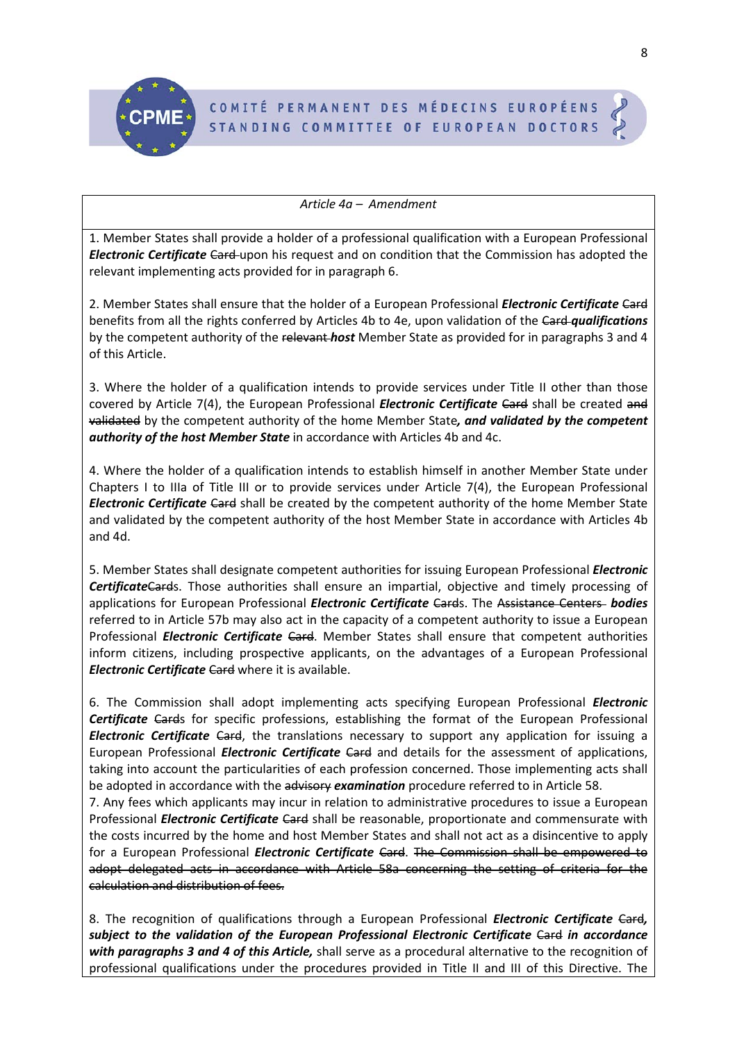*Article 4a – Amendment*

1. Member States shall provide a holder of a professional qualification with a European Professional ***Electronic Certificate*** ~~Card~~ upon his request and on condition that the Commission has adopted the relevant implementing acts provided for in paragraph 6.

2. Member States shall ensure that the holder of a European Professional ***Electronic Certificate*** ~~Card~~ benefits from all the rights conferred by Articles 4b to 4e, upon validation of the ~~Card~~ ***qualifications*** by the competent authority of the ~~relevant~~ ***host*** Member State as provided for in paragraphs 3 and 4 of this Article.

3. Where the holder of a qualification intends to provide services under Title II other than those covered by Article 7(4), the European Professional ***Electronic Certificate*** ~~Card~~ shall be created ~~and validated~~ by the competent authority of the home Member State***, and validated by the competent authority of the host Member State*** in accordance with Articles 4b and 4c.

4. Where the holder of a qualification intends to establish himself in another Member State under Chapters I to IIIa of Title III or to provide services under Article 7(4), the European Professional ***Electronic Certificate*** ~~Card~~ shall be created by the competent authority of the home Member State and validated by the competent authority of the host Member State in accordance with Articles 4b and 4d.

5. Member States shall designate competent authorities for issuing European Professional ***Electronic Certificate***~~Card~~s. Those authorities shall ensure an impartial, objective and timely processing of applications for European Professional ***Electronic Certificate*** ~~Card~~s. The ~~Assistance Centers~~ ***bodies*** referred to in Article 57b may also act in the capacity of a competent authority to issue a European Professional ***Electronic Certificate*** ~~Card~~. Member States shall ensure that competent authorities inform citizens, including prospective applicants, on the advantages of a European Professional ***Electronic Certificate*** ~~Card~~ where it is available.

6. The Commission shall adopt implementing acts specifying European Professional ***Electronic Certificate*** ~~Card~~s for specific professions, establishing the format of the European Professional ***Electronic Certificate*** ~~Card~~, the translations necessary to support any application for issuing a European Professional ***Electronic Certificate*** ~~Card~~ and details for the assessment of applications, taking into account the particularities of each profession concerned. Those implementing acts shall be adopted in accordance with the ~~advisory~~ ***examination*** procedure referred to in Article 58.

7. Any fees which applicants may incur in relation to administrative procedures to issue a European Professional ***Electronic Certificate*** ~~Card~~ shall be reasonable, proportionate and commensurate with the costs incurred by the home and host Member States and shall not act as a disincentive to apply for a European Professional ***Electronic Certificate*** ~~Card~~. ~~The Commission shall be empowered to adopt delegated acts in accordance with Article 58a concerning the setting of criteria for the calculation and distribution of fees.~~

8. The recognition of qualifications through a European Professional ***Electronic Certificate*** ~~Card~~***, subject to the validation of the European Professional Electronic Certificate*** ~~Card~~ ***in accordance with paragraphs 3 and 4 of this Article,*** shall serve as a procedural alternative to the recognition of professional qualifications under the procedures provided in Title II and III of this Directive. The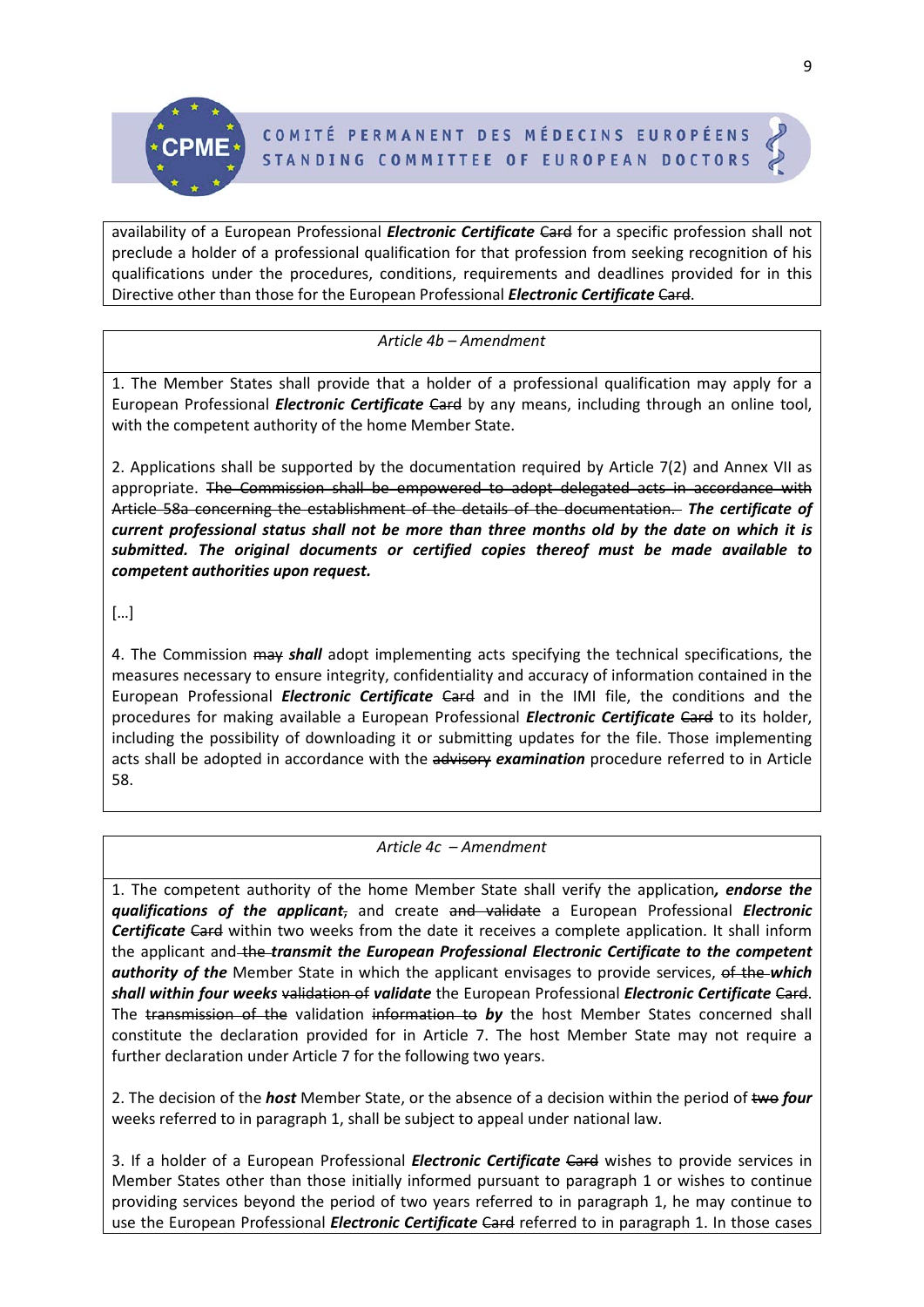availability of a European Professional ***Electronic Certificate*** ~~Card~~ for a specific profession shall not preclude a holder of a professional qualification for that profession from seeking recognition of his qualifications under the procedures, conditions, requirements and deadlines provided for in this Directive other than those for the European Professional ***Electronic Certificate*** ~~Card~~.

*Article 4b – Amendment*

1. The Member States shall provide that a holder of a professional qualification may apply for a European Professional ***Electronic Certificate*** ~~Card~~ by any means, including through an online tool, with the competent authority of the home Member State.

2. Applications shall be supported by the documentation required by Article 7(2) and Annex VII as appropriate. ~~The Commission shall be empowered to adopt delegated acts in accordance with Article 58a concerning the establishment of the details of the documentation.~~ ***The certificate of current professional status shall not be more than three months old by the date on which it is submitted. The original documents or certified copies thereof must be made available to competent authorities upon request.***

[…]

4. The Commission ~~may~~ ***shall*** adopt implementing acts specifying the technical specifications, the measures necessary to ensure integrity, confidentiality and accuracy of information contained in the European Professional ***Electronic Certificate*** ~~Card~~ and in the IMI file, the conditions and the procedures for making available a European Professional ***Electronic Certificate*** ~~Card~~ to its holder, including the possibility of downloading it or submitting updates for the file. Those implementing acts shall be adopted in accordance with the ~~advisory~~ ***examination*** procedure referred to in Article 58.

*Article 4c – Amendment*

1. The competent authority of the home Member State shall verify the application***, endorse the qualifications of the applicant***~~,~~ and create ~~and validate~~ a European Professional ***Electronic Certificate*** ~~Card~~ within two weeks from the date it receives a complete application. It shall inform the applicant and ~~the~~ ***transmit the European Professional Electronic Certificate to the competent authority of the*** Member State in which the applicant envisages to provide services, ~~of the~~ ***which shall within four weeks*** ~~validation of~~ ***validate*** the European Professional ***Electronic Certificate*** ~~Card~~. The ~~transmission of the~~ validation ~~information to~~ ***by*** the host Member States concerned shall constitute the declaration provided for in Article 7. The host Member State may not require a further declaration under Article 7 for the following two years.

2. The decision of the ***host*** Member State, or the absence of a decision within the period of ~~two~~ ***four*** weeks referred to in paragraph 1, shall be subject to appeal under national law.

3. If a holder of a European Professional ***Electronic Certificate*** ~~Card~~ wishes to provide services in Member States other than those initially informed pursuant to paragraph 1 or wishes to continue providing services beyond the period of two years referred to in paragraph 1, he may continue to use the European Professional ***Electronic Certificate*** ~~Card~~ referred to in paragraph 1. In those cases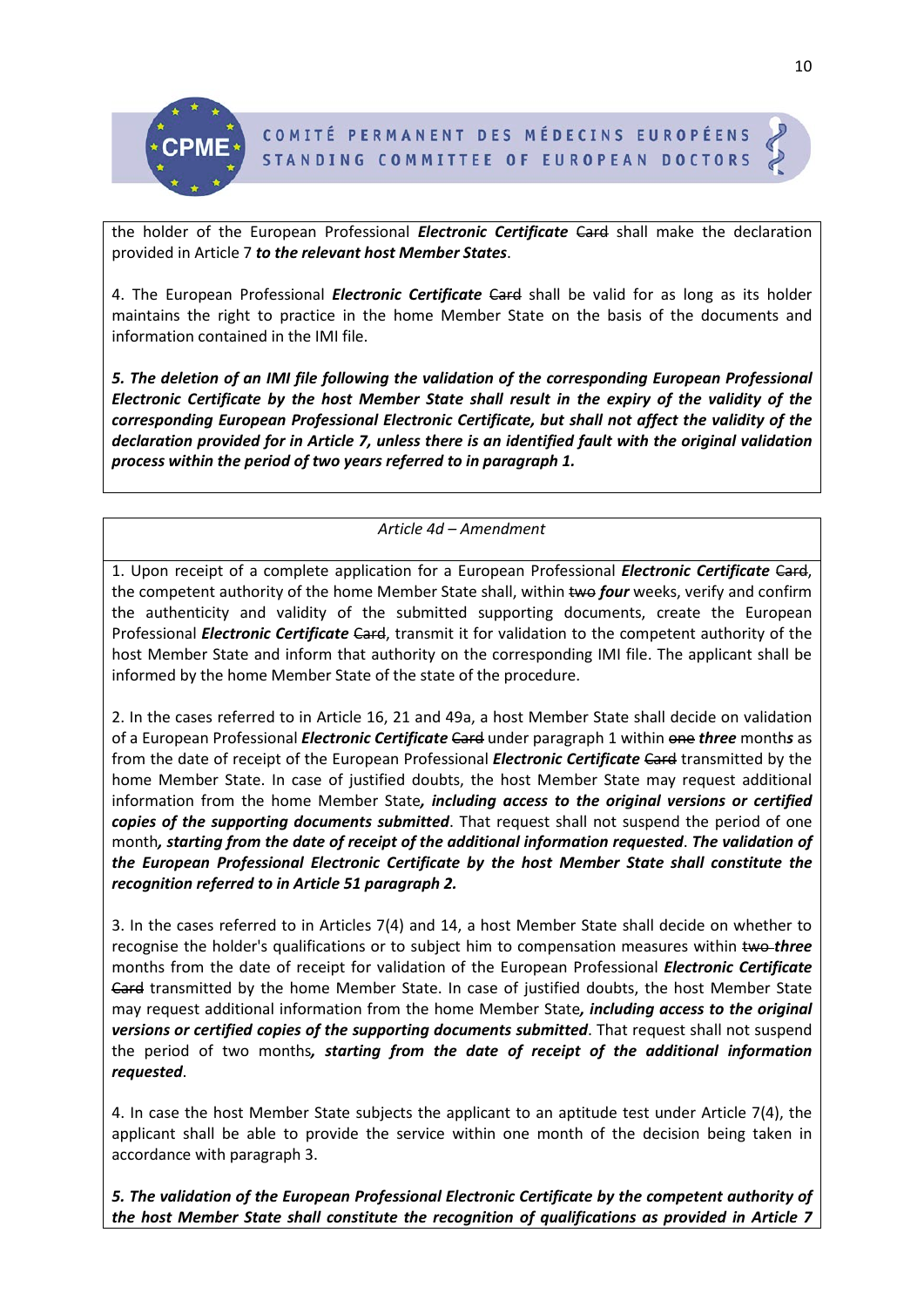the holder of the European Professional ***Electronic Certificate*** ~~Card~~ shall make the declaration provided in Article 7 ***to the relevant host Member States***.

4. The European Professional ***Electronic Certificate*** ~~Card~~ shall be valid for as long as its holder maintains the right to practice in the home Member State on the basis of the documents and information contained in the IMI file.

***5. The deletion of an IMI file following the validation of the corresponding European Professional Electronic Certificate by the host Member State shall result in the expiry of the validity of the corresponding European Professional Electronic Certificate, but shall not affect the validity of the declaration provided for in Article 7, unless there is an identified fault with the original validation process within the period of two years referred to in paragraph 1.***

*Article 4d – Amendment*

1. Upon receipt of a complete application for a European Professional ***Electronic Certificate*** ~~Card~~, the competent authority of the home Member State shall, within ~~two~~ ***four*** weeks, verify and confirm the authenticity and validity of the submitted supporting documents, create the European Professional ***Electronic Certificate*** ~~Card~~, transmit it for validation to the competent authority of the host Member State and inform that authority on the corresponding IMI file. The applicant shall be informed by the home Member State of the state of the procedure.

2. In the cases referred to in Article 16, 21 and 49a, a host Member State shall decide on validation of a European Professional ***Electronic Certificate*** ~~Card~~ under paragraph 1 within ~~one~~ ***three*** month***s*** as from the date of receipt of the European Professional ***Electronic Certificate*** ~~Card~~ transmitted by the home Member State. In case of justified doubts, the host Member State may request additional information from the home Member State***, including access to the original versions or certified copies of the supporting documents submitted***. That request shall not suspend the period of one month***, starting from the date of receipt of the additional information requested***. ***The validation of the European Professional Electronic Certificate by the host Member State shall constitute the recognition referred to in Article 51 paragraph 2.***

3. In the cases referred to in Articles 7(4) and 14, a host Member State shall decide on whether to recognise the holder's qualifications or to subject him to compensation measures within ~~two~~ ***three*** months from the date of receipt for validation of the European Professional ***Electronic Certificate*** ~~Card~~ transmitted by the home Member State. In case of justified doubts, the host Member State may request additional information from the home Member State***, including access to the original versions or certified copies of the supporting documents submitted***. That request shall not suspend the period of two months***, starting from the date of receipt of the additional information requested***.

4. In case the host Member State subjects the applicant to an aptitude test under Article 7(4), the applicant shall be able to provide the service within one month of the decision being taken in accordance with paragraph 3.

***5. The validation of the European Professional Electronic Certificate by the competent authority of the host Member State shall constitute the recognition of qualifications as provided in Article 7***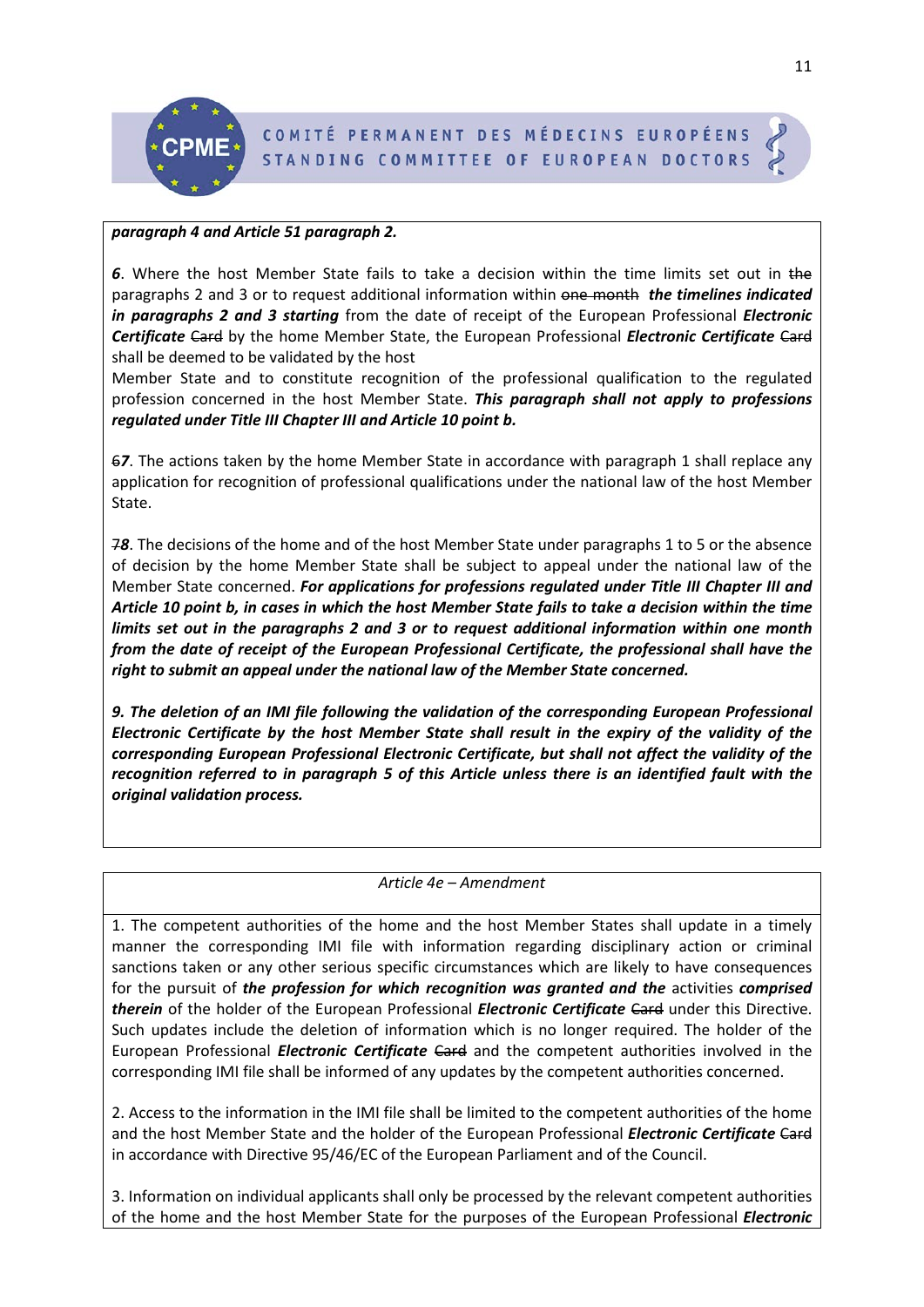***paragraph 4 and Article 51 paragraph 2.***

***6***. Where the host Member State fails to take a decision within the time limits set out in ~~the~~ paragraphs 2 and 3 or to request additional information within ~~one month~~ ***the timelines indicated in paragraphs 2 and 3 starting*** from the date of receipt of the European Professional ***Electronic Certificate*** ~~Card~~ by the home Member State, the European Professional ***Electronic Certificate*** ~~Card~~ shall be deemed to be validated by the host Member State and to constitute recognition of the professional qualification to the regulated profession concerned in the host Member State. ***This paragraph shall not apply to professions regulated under Title III Chapter III and Article 10 point b.***

~~6~~***7***. The actions taken by the home Member State in accordance with paragraph 1 shall replace any application for recognition of professional qualifications under the national law of the host Member State.

~~7~~***8***. The decisions of the home and of the host Member State under paragraphs 1 to 5 or the absence of decision by the home Member State shall be subject to appeal under the national law of the Member State concerned. ***For applications for professions regulated under Title III Chapter III and Article 10 point b, in cases in which the host Member State fails to take a decision within the time limits set out in the paragraphs 2 and 3 or to request additional information within one month from the date of receipt of the European Professional Certificate, the professional shall have the right to submit an appeal under the national law of the Member State concerned.***

***9. The deletion of an IMI file following the validation of the corresponding European Professional Electronic Certificate by the host Member State shall result in the expiry of the validity of the corresponding European Professional Electronic Certificate, but shall not affect the validity of the recognition referred to in paragraph 5 of this Article unless there is an identified fault with the original validation process.***

*Article 4e – Amendment*

1. The competent authorities of the home and the host Member States shall update in a timely manner the corresponding IMI file with information regarding disciplinary action or criminal sanctions taken or any other serious specific circumstances which are likely to have consequences for the pursuit of ***the profession for which recognition was granted and the*** activities ***comprised therein*** of the holder of the European Professional ***Electronic Certificate*** ~~Card~~ under this Directive. Such updates include the deletion of information which is no longer required. The holder of the European Professional ***Electronic Certificate*** ~~Card~~ and the competent authorities involved in the corresponding IMI file shall be informed of any updates by the competent authorities concerned.

2. Access to the information in the IMI file shall be limited to the competent authorities of the home and the host Member State and the holder of the European Professional ***Electronic Certificate*** ~~Card~~ in accordance with Directive 95/46/EC of the European Parliament and of the Council.

3. Information on individual applicants shall only be processed by the relevant competent authorities of the home and the host Member State for the purposes of the European Professional ***Electronic***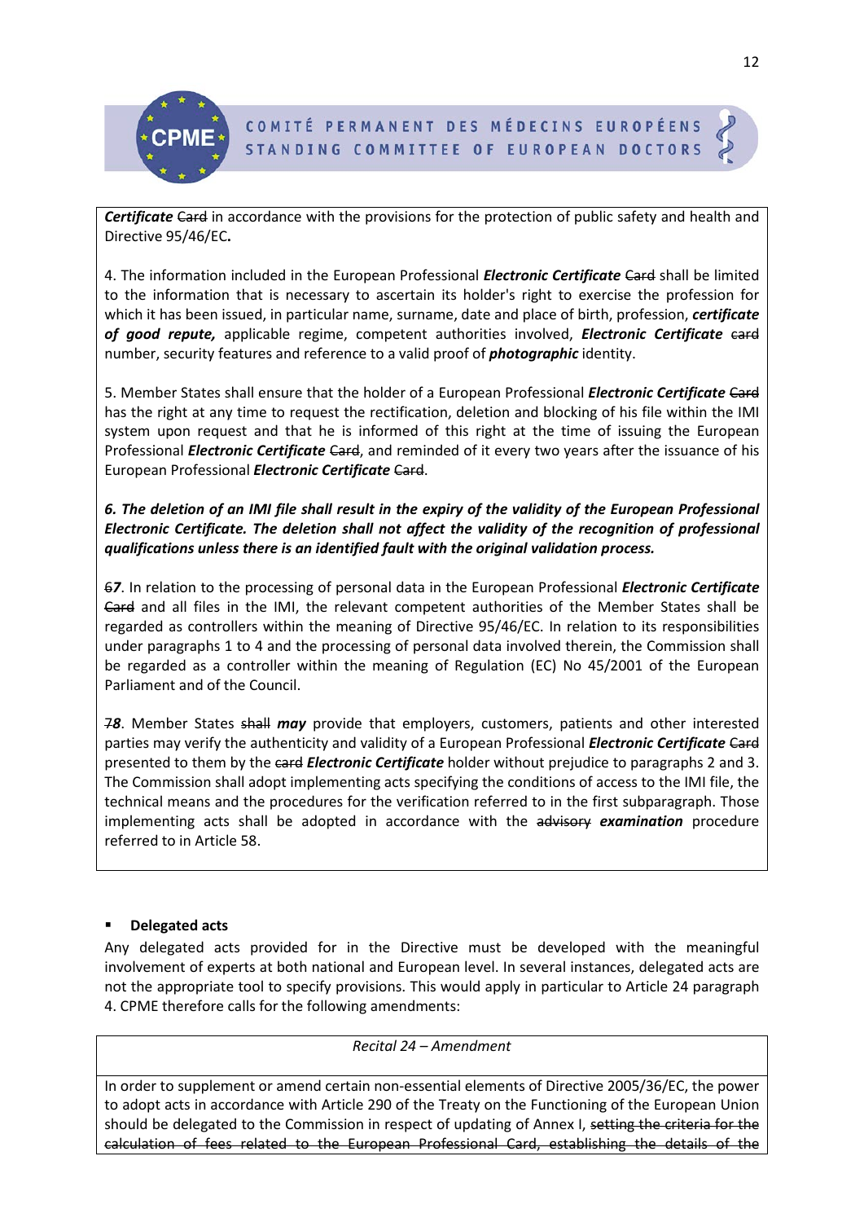***Certificate*** ~~Card~~ in accordance with the provisions for the protection of public safety and health and Directive 95/46/EC**.**

4. The information included in the European Professional ***Electronic Certificate*** ~~Card~~ shall be limited to the information that is necessary to ascertain its holder's right to exercise the profession for which it has been issued, in particular name, surname, date and place of birth, profession, ***certificate of good repute,*** applicable regime, competent authorities involved, ***Electronic Certificate*** ~~card~~ number, security features and reference to a valid proof of ***photographic*** identity.

5. Member States shall ensure that the holder of a European Professional ***Electronic Certificate*** ~~Card~~ has the right at any time to request the rectification, deletion and blocking of his file within the IMI system upon request and that he is informed of this right at the time of issuing the European Professional ***Electronic Certificate*** ~~Card~~, and reminded of it every two years after the issuance of his European Professional ***Electronic Certificate*** ~~Card~~.

***6. The deletion of an IMI file shall result in the expiry of the validity of the European Professional Electronic Certificate. The deletion shall not affect the validity of the recognition of professional qualifications unless there is an identified fault with the original validation process.***

~~6~~***7***. In relation to the processing of personal data in the European Professional ***Electronic Certificate*** ~~Card~~ and all files in the IMI, the relevant competent authorities of the Member States shall be regarded as controllers within the meaning of Directive 95/46/EC. In relation to its responsibilities under paragraphs 1 to 4 and the processing of personal data involved therein, the Commission shall be regarded as a controller within the meaning of Regulation (EC) No 45/2001 of the European Parliament and of the Council.

~~7~~***8***. Member States ~~shall~~ ***may*** provide that employers, customers, patients and other interested parties may verify the authenticity and validity of a European Professional ***Electronic Certificate*** ~~Card~~ presented to them by the ~~card~~ ***Electronic Certificate*** holder without prejudice to paragraphs 2 and 3. The Commission shall adopt implementing acts specifying the conditions of access to the IMI file, the technical means and the procedures for the verification referred to in the first subparagraph. Those implementing acts shall be adopted in accordance with the ~~advisory~~ ***examination*** procedure referred to in Article 58.

- **Delegated acts**

Any delegated acts provided for in the Directive must be developed with the meaningful involvement of experts at both national and European level. In several instances, delegated acts are not the appropriate tool to specify provisions. This would apply in particular to Article 24 paragraph 4. CPME therefore calls for the following amendments:

*Recital 24 – Amendment*

In order to supplement or amend certain non-essential elements of Directive 2005/36/EC, the power to adopt acts in accordance with Article 290 of the Treaty on the Functioning of the European Union should be delegated to the Commission in respect of updating of Annex I, ~~setting the criteria for the calculation of fees related to the European Professional Card, establishing the details of the~~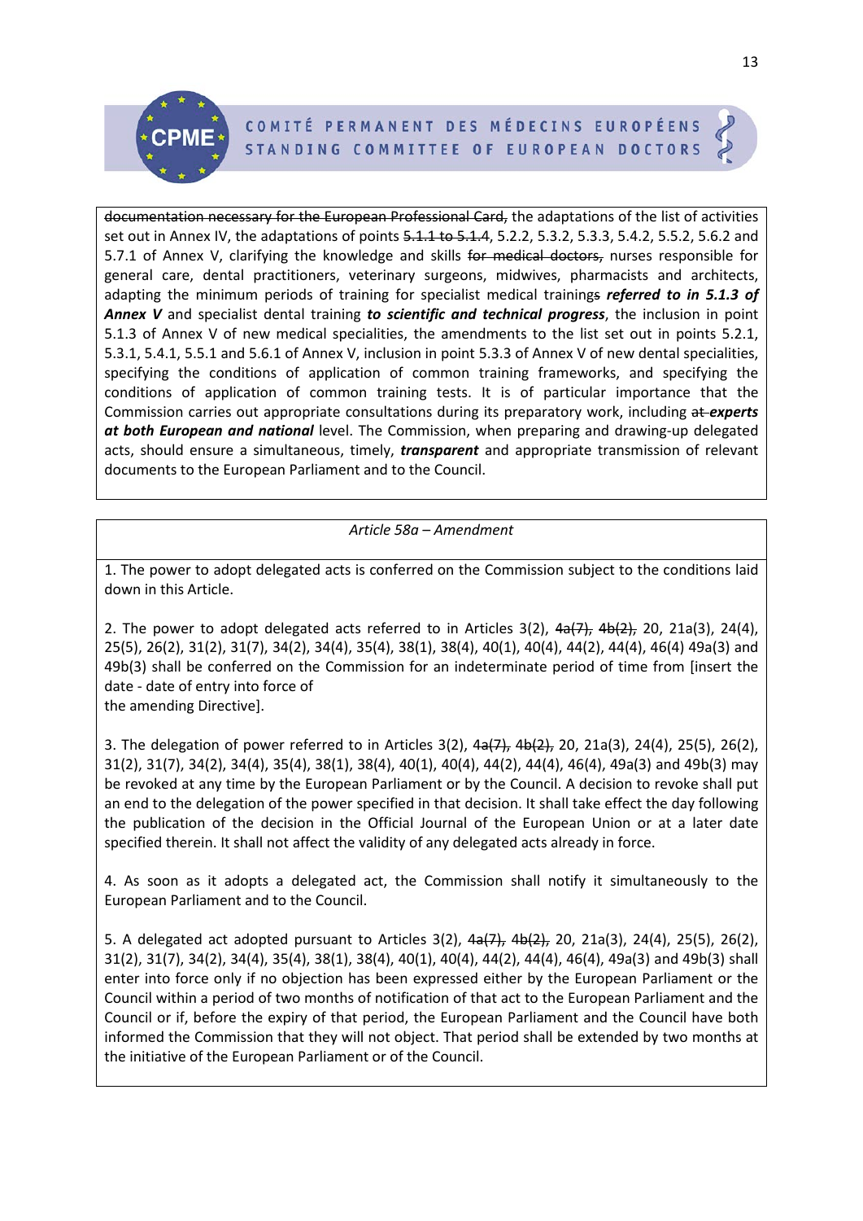~~documentation necessary for the European Professional Card,~~ the adaptations of the list of activities set out in Annex IV, the adaptations of points ~~5.1.1 to 5.1.4~~, 5.2.2, 5.3.2, 5.3.3, 5.4.2, 5.5.2, 5.6.2 and 5.7.1 of Annex V, clarifying the knowledge and skills ~~for medical doctors,~~ nurses responsible for general care, dental practitioners, veterinary surgeons, midwives, pharmacists and architects, adapting the minimum periods of training for specialist medical training~~s~~ ***referred to in 5.1.3 of Annex V*** and specialist dental training ***to scientific and technical progress***, the inclusion in point 5.1.3 of Annex V of new medical specialities, the amendments to the list set out in points 5.2.1, 5.3.1, 5.4.1, 5.5.1 and 5.6.1 of Annex V, inclusion in point 5.3.3 of Annex V of new dental specialities, specifying the conditions of application of common training frameworks, and specifying the conditions of application of common training tests. It is of particular importance that the Commission carries out appropriate consultations during its preparatory work, including ~~at~~ ***experts at both European and national*** level. The Commission, when preparing and drawing-up delegated acts, should ensure a simultaneous, timely, ***transparent*** and appropriate transmission of relevant documents to the European Parliament and to the Council.

*Article 58a – Amendment*

1. The power to adopt delegated acts is conferred on the Commission subject to the conditions laid down in this Article.

2. The power to adopt delegated acts referred to in Articles 3(2), ~~4a(7), 4b(2),~~ 20, 21a(3), 24(4), 25(5), 26(2), 31(2), 31(7), 34(2), 34(4), 35(4), 38(1), 38(4), 40(1), 40(4), 44(2), 44(4), 46(4) 49a(3) and 49b(3) shall be conferred on the Commission for an indeterminate period of time from [insert the date - date of entry into force of
the amending Directive].

3. The delegation of power referred to in Articles 3(2), ~~4a(7), 4b(2),~~ 20, 21a(3), 24(4), 25(5), 26(2), 31(2), 31(7), 34(2), 34(4), 35(4), 38(1), 38(4), 40(1), 40(4), 44(2), 44(4), 46(4), 49a(3) and 49b(3) may be revoked at any time by the European Parliament or by the Council. A decision to revoke shall put an end to the delegation of the power specified in that decision. It shall take effect the day following the publication of the decision in the Official Journal of the European Union or at a later date specified therein. It shall not affect the validity of any delegated acts already in force.

4. As soon as it adopts a delegated act, the Commission shall notify it simultaneously to the European Parliament and to the Council.

5. A delegated act adopted pursuant to Articles 3(2), ~~4a(7), 4b(2),~~ 20, 21a(3), 24(4), 25(5), 26(2), 31(2), 31(7), 34(2), 34(4), 35(4), 38(1), 38(4), 40(1), 40(4), 44(2), 44(4), 46(4), 49a(3) and 49b(3) shall enter into force only if no objection has been expressed either by the European Parliament or the Council within a period of two months of notification of that act to the European Parliament and the Council or if, before the expiry of that period, the European Parliament and the Council have both informed the Commission that they will not object. That period shall be extended by two months at the initiative of the European Parliament or of the Council.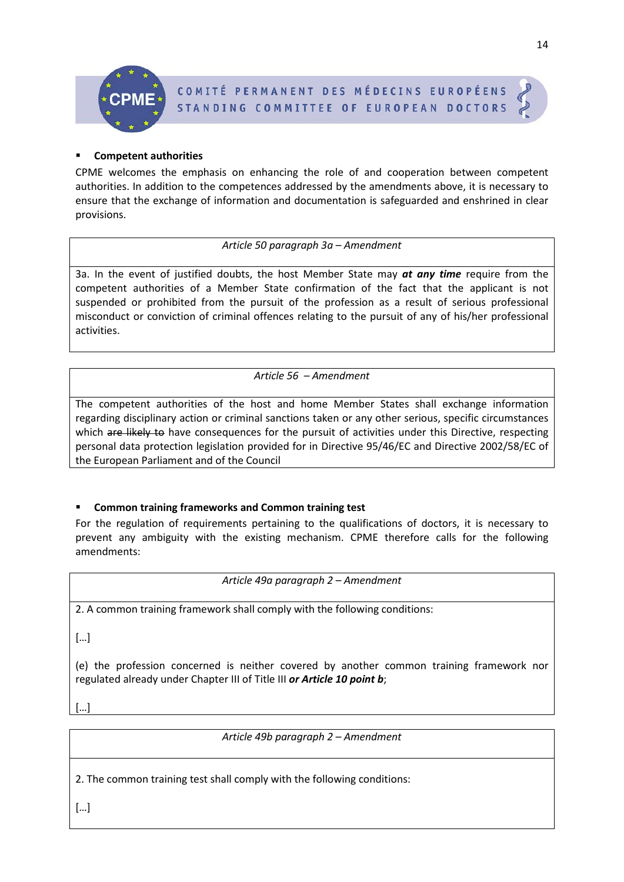- **Competent authorities**

CPME welcomes the emphasis on enhancing the role of and cooperation between competent authorities. In addition to the competences addressed by the amendments above, it is necessary to ensure that the exchange of information and documentation is safeguarded and enshrined in clear provisions.

| *Article 50 paragraph 3a – Amendment* |
|---|
| 3a. In the event of justified doubts, the host Member State may ***at any time*** require from the competent authorities of a Member State confirmation of the fact that the applicant is not suspended or prohibited from the pursuit of the profession as a result of serious professional misconduct or conviction of criminal offences relating to the pursuit of any of his/her professional activities. |

| *Article 56 – Amendment* |
|---|
| The competent authorities of the host and home Member States shall exchange information regarding disciplinary action or criminal sanctions taken or any other serious, specific circumstances which ~~are likely to~~ have consequences for the pursuit of activities under this Directive, respecting personal data protection legislation provided for in Directive 95/46/EC and Directive 2002/58/EC of the European Parliament and of the Council |

- **Common training frameworks and Common training test**

For the regulation of requirements pertaining to the qualifications of doctors, it is necessary to prevent any ambiguity with the existing mechanism. CPME therefore calls for the following amendments:

| *Article 49a paragraph 2 – Amendment* |
|---|
| 2. A common training framework shall comply with the following conditions:<br><br>[…]<br><br>(e) the profession concerned is neither covered by another common training framework nor regulated already under Chapter III of Title III ***or Article 10 point b***;<br><br>[…] |

| *Article 49b paragraph 2 – Amendment* |
|---|
| 2. The common training test shall comply with the following conditions:<br><br>[…] |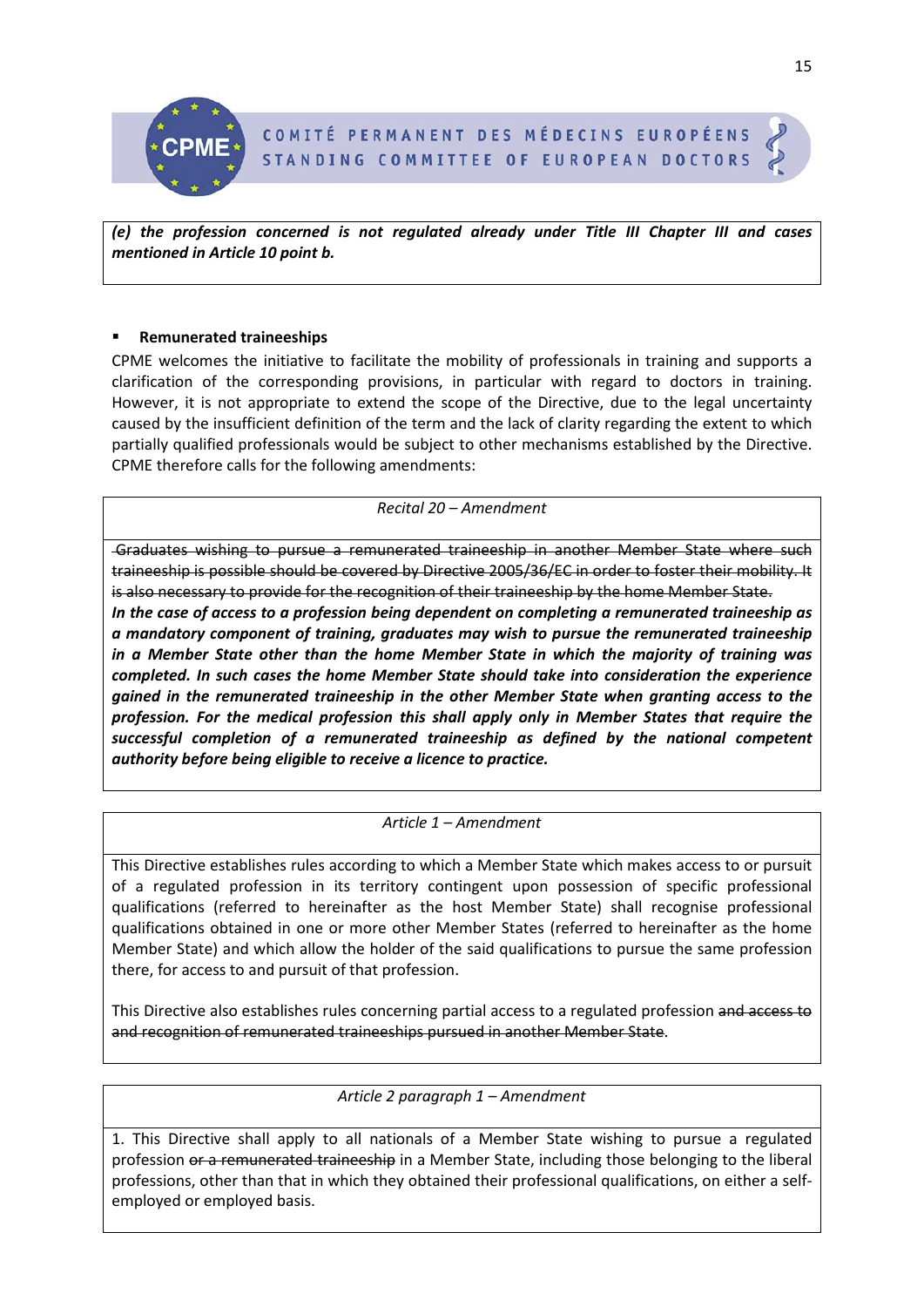| |
|---|
| ***(e) the profession concerned is not regulated already under Title III Chapter III and cases mentioned in Article 10 point b.*** |

- **Remunerated traineeships**

CPME welcomes the initiative to facilitate the mobility of professionals in training and supports a clarification of the corresponding provisions, in particular with regard to doctors in training. However, it is not appropriate to extend the scope of the Directive, due to the legal uncertainty caused by the insufficient definition of the term and the lack of clarity regarding the extent to which partially qualified professionals would be subject to other mechanisms established by the Directive. CPME therefore calls for the following amendments:

| *Recital 20 – Amendment* |
|---|
| ~~Graduates wishing to pursue a remunerated traineeship in another Member State where such traineeship is possible should be covered by Directive 2005/36/EC in order to foster their mobility. It is also necessary to provide for the recognition of their traineeship by the home Member State.~~ ***In the case of access to a profession being dependent on completing a remunerated traineeship as a mandatory component of training, graduates may wish to pursue the remunerated traineeship in a Member State other than the home Member State in which the majority of training was completed. In such cases the home Member State should take into consideration the experience gained in the remunerated traineeship in the other Member State when granting access to the profession. For the medical profession this shall apply only in Member States that require the successful completion of a remunerated traineeship as defined by the national competent authority before being eligible to receive a licence to practice.*** |

| *Article 1 – Amendment* |
|---|
| This Directive establishes rules according to which a Member State which makes access to or pursuit of a regulated profession in its territory contingent upon possession of specific professional qualifications (referred to hereinafter as the host Member State) shall recognise professional qualifications obtained in one or more other Member States (referred to hereinafter as the home Member State) and which allow the holder of the said qualifications to pursue the same profession there, for access to and pursuit of that profession.<br><br>This Directive also establishes rules concerning partial access to a regulated profession ~~and access to and recognition of remunerated traineeships pursued in another Member State~~. |

| *Article 2 paragraph 1 – Amendment* |
|---|
| 1. This Directive shall apply to all nationals of a Member State wishing to pursue a regulated profession ~~or a remunerated traineeship~~ in a Member State, including those belonging to the liberal professions, other than that in which they obtained their professional qualifications, on either a self-employed or employed basis. |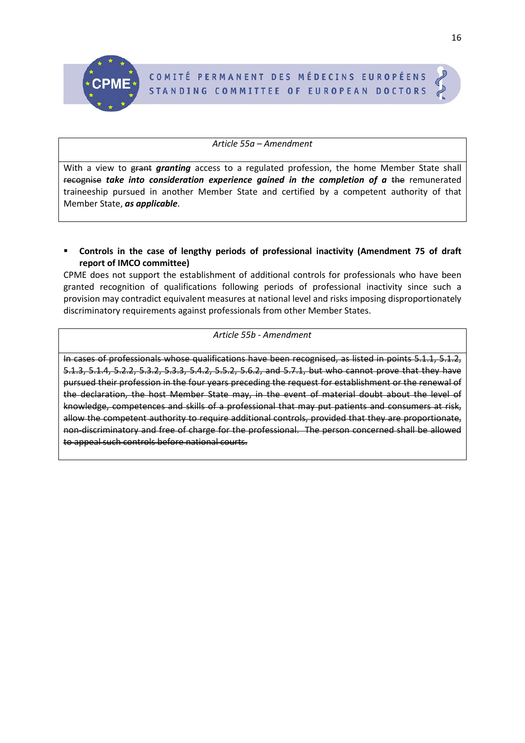| *Article 55a – Amendment* |
| --- |
| With a view to ~~grant~~ ***granting*** access to a regulated profession, the home Member State shall ~~recognise~~ ***take into consideration experience gained in the completion of a*** ~~the~~ remunerated traineeship pursued in another Member State and certified by a competent authority of that Member State, ***as applicable***. |

- **Controls in the case of lengthy periods of professional inactivity (Amendment 75 of draft report of IMCO committee)**

CPME does not support the establishment of additional controls for professionals who have been granted recognition of qualifications following periods of professional inactivity since such a provision may contradict equivalent measures at national level and risks imposing disproportionately discriminatory requirements against professionals from other Member States.

| *Article 55b - Amendment* |
| --- |
| ~~In cases of professionals whose qualifications have been recognised, as listed in points 5.1.1, 5.1.2, 5.1.3, 5.1.4, 5.2.2, 5.3.2, 5.3.3, 5.4.2, 5.5.2, 5.6.2, and 5.7.1, but who cannot prove that they have pursued their profession in the four years preceding the request for establishment or the renewal of the declaration, the host Member State may, in the event of material doubt about the level of knowledge, competences and skills of a professional that may put patients and consumers at risk, allow the competent authority to require additional controls, provided that they are proportionate, non-discriminatory and free of charge for the professional. The person concerned shall be allowed to appeal such controls before national courts.~~ |